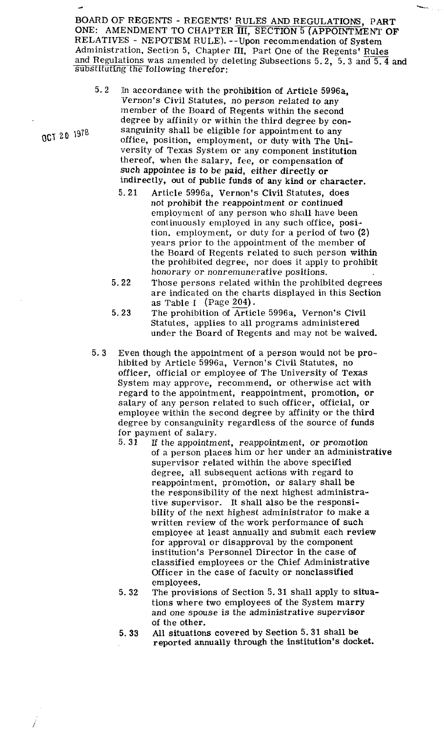BOARD OF REGENTS - REGENTS' RULES AND REGULATIONS, PART ONE: AMENDMENT TO CHAPTER III, SECTION 5 (APPOINTMENT OF RELATIVES - NEPOTISM RULE). --Upon recommendation of System Administration, Section 5, Chapter III, Part One of the Regents' Rules and Regulations was amended by deleting Subsections 5.2, 5.3 and 5.4 and substituting the following therefor:

OCT 20 1978

5.2 In accordance with the prohibition of Article 5996a, Vernon's Civil Statutes, no person related to any member of the Board of Regents within the second degree by affinity or within the third degree by consanguinity shall be eligible for appointment to any office, position, employment, or duty with The University of Texas System or any component institution thereof, when the salary, fee, or compensation of such appointee is to be paid, either directly or indirectly, out of public funds of any kind or character.

5.21 Article 5996a, Vernon's Civil Statutes, does not prohibit the reappointment or continued employment of any person who shall have been continuously employed in any such office, position, employment, or duty for a period of two (2) years prior to the appointment of the member of the Board of Regents related to such person within the prohibited degree, nor does it apply to prohibit honorary or nonremunerative positions.

5.22 Those persons related within the prohibited degrees are indicated on the charts displayed in this Section as Table I (Page 204).

5.23 The prohibition of Article 5996a, Vernon's Civil Statutes, applies to all programs administered under the Board of Regents and may not be waived.

5.3 Even though the appointment of a person would not be prohibited by Article 5996a, Vernon's Civil Statutes, no officer, official or employee of The University of Texas System may approve, recommend, or otherwise act with regard to the appointment, reappointment, promotion, or salary of any person related to such officer, official, or employee within the second degree by affinity or the third degree by consanguinity regardless of the source of funds for payment of salary.

5.31 If the appointment, reappointment, or promotion of a person places him or her under an administrative supervisor related within the above specified degree, all subsequent actions with regard to reappointment, promotion, or salary shall be the responsibility of the next highest administrative supervisor. It shall also be the responsibility of the next highest administrator to make a written review of the work performance of such employee at least annually and submit each review for approval or disapproval by the component institution's Personnel Director in the case of classified employees or the Chief Administrative Officer in the case of faculty or nonclassified employees.

5.32 The provisions of Section 5.31 shall apply to situations where two employees of the System marry and one spouse is the administrative supervisor of the other.

5.33 All situations covered by Section 5.31 shall be reported annually through the institution's docket.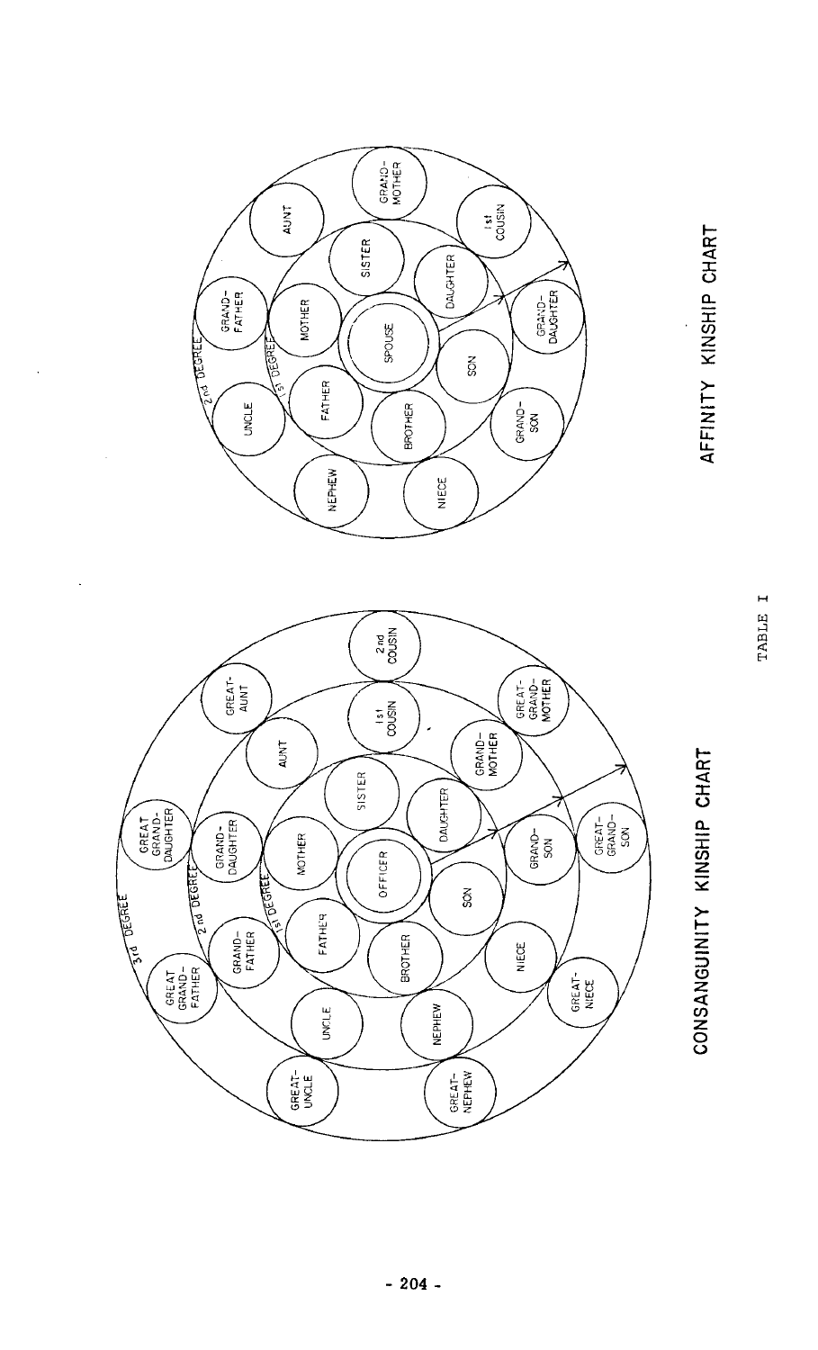## CONSANGUINITY KINSHIP CHART

1st DEGREE: FATHER, MOTHER, SISTER, DAUGHTER, SON, BROTHER

2nd DEGREE: GRAND-FATHER, GRAND-DAUGHTER, AUNT, 1st COUSIN, GRAND-MOTHER, GRAND-SON, NIECE, NEPHEW, UNCLE

3rd DEGREE: GREAT GRAND-FATHER, GREAT GRAND-DAUGHTER, GREAT-AUNT, 2nd COUSIN, GREAT-GRAND-MOTHER, GREAT-GRAND-SON, GREAT-NIECE, GREAT-NEPHEW, GREAT-UNCLE

Center: OFFICER

## AFFINITY KINSHIP CHART

1st DEGREE: FATHER, MOTHER, SISTER, DAUGHTER, SON, BROTHER

2nd DEGREE: GRAND-FATHER, AUNT, GRAND-MOTHER, 1st COUSIN, GRAND-DAUGHTER, GRAND-SON, NIECE, NEPHEW, UNCLE

Center: SPOUSE

TABLE I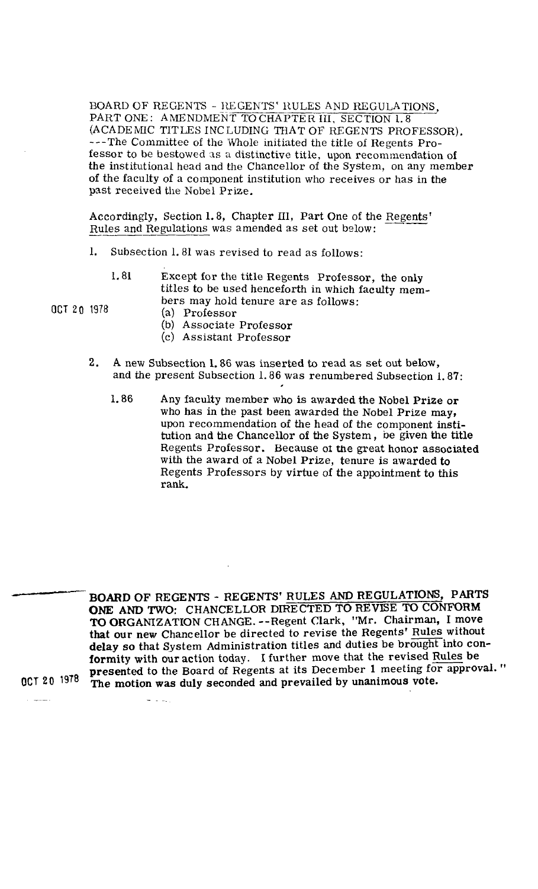BOARD OF REGENTS - REGENTS' RULES AND REGULATIONS, PART ONE: AMENDMENT TO CHAPTER III, SECTION 1.8 (ACADEMIC TITLES INCLUDING THAT OF REGENTS PROFESSOR). ---The Committee of the Whole initiated the title of Regents Professor to be bestowed as a distinctive title, upon recommendation of the institutional head and the Chancellor of the System, on any member of the faculty of a component institution who receives or has in the past received the Nobel Prize.

Accordingly, Section 1.8, Chapter III, Part One of the Regents' Rules and Regulations was amended as set out below:

OCT 20 1978

1. Subsection 1.81 was revised to read as follows:

   1.81 Except for the title Regents Professor, the only titles to be used henceforth in which faculty members may hold tenure are as follows:
   - (a) Professor
   - (b) Associate Professor
   - (c) Assistant Professor

2. A new Subsection 1.86 was inserted to read as set out below, and the present Subsection 1.86 was renumbered Subsection 1.87:

   1.86 Any faculty member who is awarded the Nobel Prize or who has in the past been awarded the Nobel Prize may, upon recommendation of the head of the component institution and the Chancellor of the System, be given the title Regents Professor. Because of the great honor associated with the award of a Nobel Prize, tenure is awarded to Regents Professors by virtue of the appointment to this rank.

OCT 20 1978

**BOARD OF REGENTS - REGENTS' RULES AND REGULATIONS, PARTS ONE AND TWO: CHANCELLOR DIRECTED TO REVISE TO CONFORM TO ORGANIZATION CHANGE.** --Regent Clark, "Mr. Chairman, I move that our new Chancellor be directed to revise the Regents' Rules without delay so that System Administration titles and duties be brought into conformity with our action today. I further move that the revised Rules be presented to the Board of Regents at its December 1 meeting for approval." The motion was duly seconded and prevailed by unanimous vote.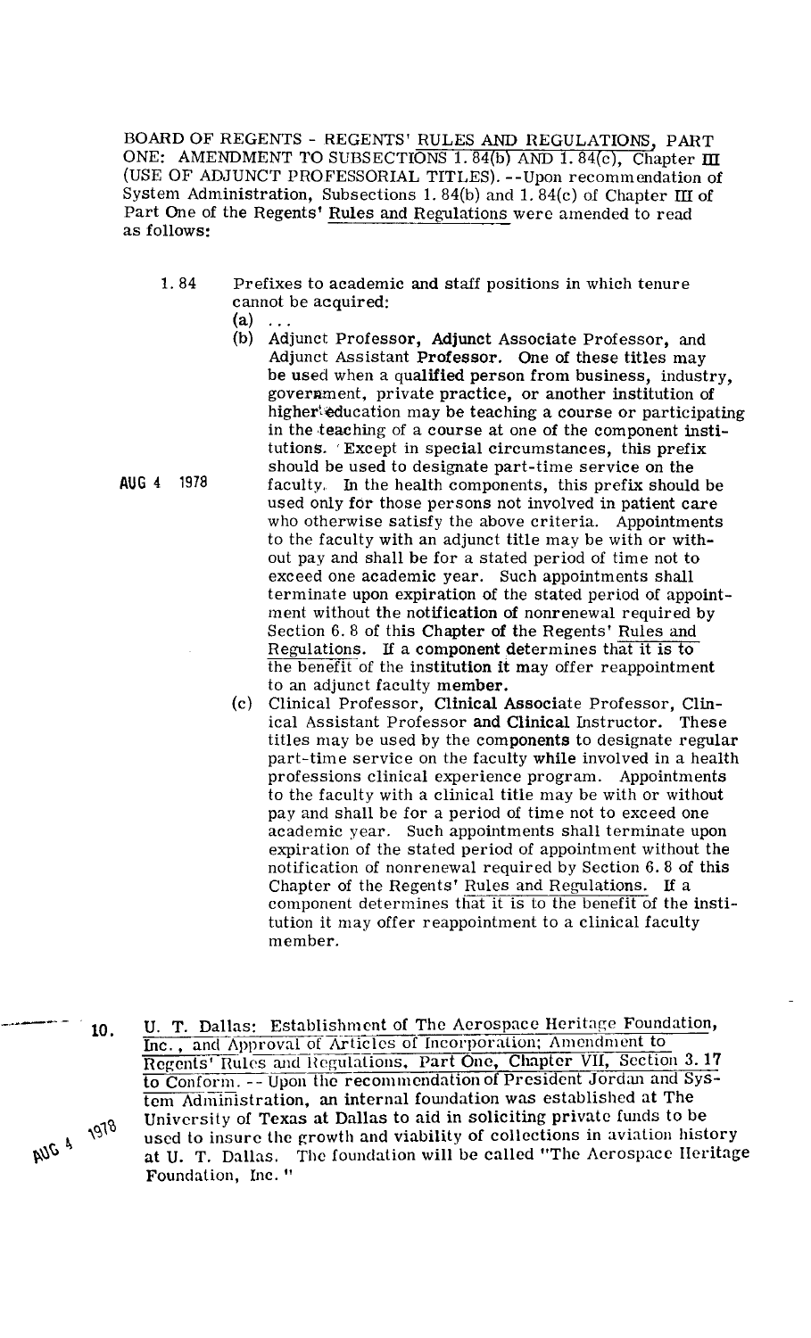BOARD OF REGENTS - REGENTS' RULES AND REGULATIONS, PART ONE: AMENDMENT TO SUBSECTIONS 1.84(b) AND 1.84(c), Chapter III (USE OF ADJUNCT PROFESSORIAL TITLES). --Upon recommendation of System Administration, Subsections 1.84(b) and 1.84(c) of Chapter III of Part One of the Regents' Rules and Regulations were amended to read as follows:

1.84 Prefixes to academic and staff positions in which tenure cannot be acquired:

(a) . . .

(b) Adjunct Professor, Adjunct Associate Professor, and Adjunct Assistant Professor. One of these titles may be used when a qualified person from business, industry, government, private practice, or another institution of higher education may be teaching a course or participating in the teaching of a course at one of the component institutions. Except in special circumstances, this prefix should be used to designate part-time service on the faculty. In the health components, this prefix should be used only for those persons not involved in patient care who otherwise satisfy the above criteria. Appointments to the faculty with an adjunct title may be with or without pay and shall be for a stated period of time not to exceed one academic year. Such appointments shall terminate upon expiration of the stated period of appointment without the notification of nonrenewal required by Section 6.8 of this Chapter of the Regents' Rules and Regulations. If a component determines that it is to the benefit of the institution it may offer reappointment to an adjunct faculty member.

AUG 4 1978

(c) Clinical Professor, Clinical Associate Professor, Clinical Assistant Professor and Clinical Instructor. These titles may be used by the components to designate regular part-time service on the faculty while involved in a health professions clinical experience program. Appointments to the faculty with a clinical title may be with or without pay and shall be for a period of time not to exceed one academic year. Such appointments shall terminate upon expiration of the stated period of appointment without the notification of nonrenewal required by Section 6.8 of this Chapter of the Regents' Rules and Regulations. If a component determines that it is to the benefit of the institution it may offer reappointment to a clinical faculty member.

10. U. T. Dallas: Establishment of The Aerospace Heritage Foundation, Inc., and Approval of Articles of Incorporation; Amendment to Regents' Rules and Regulations, Part One, Chapter VII, Section 3.17 to Conform. -- Upon the recommendation of President Jordan and System Administration, an internal foundation was established at The University of Texas at Dallas to aid in soliciting private funds to be used to insure the growth and viability of collections in aviation history at U. T. Dallas. The foundation will be called "The Aerospace Heritage Foundation, Inc."

AUG 4 1978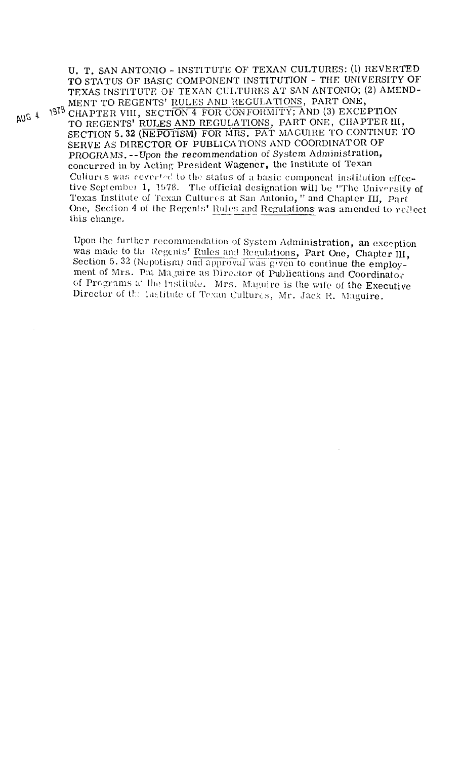U. T. SAN ANTONIO - INSTITUTE OF TEXAN CULTURES: (1) REVERTED TO STATUS OF BASIC COMPONENT INSTITUTION - THE UNIVERSITY OF TEXAS INSTITUTE OF TEXAN CULTURES AT SAN ANTONIO; (2) AMENDMENT TO REGENTS' RULES AND REGULATIONS, PART ONE, CHAPTER VIII, SECTION 4 FOR CONFORMITY; AND (3) EXCEPTION TO REGENTS' RULES AND REGULATIONS, PART ONE, CHAPTER III, SECTION 5.32 (NEPOTISM) FOR MRS. PAT MAGUIRE TO CONTINUE TO SERVE AS DIRECTOR OF PUBLICATIONS AND COORDINATOR OF PROGRAMS.--Upon the recommendation of System Administration, concurred in by Acting President Wagener, the Institute of Texan Cultures was reverted to the status of a basic component institution effective September 1, 1978. The official designation will be "The University of Texas Institute of Texan Cultures at San Antonio," and Chapter III, Part One, Section 4 of the Regents' Rules and Regulations was amended to reflect this change.

AUG 4 1978

Upon the further recommendation of System Administration, an exception was made to the Regents' Rules and Regulations, Part One, Chapter III, Section 5.32 (Nepotism) and approval was given to continue the employment of Mrs. Pat Maguire as Director of Publications and Coordinator of Programs at the Institute. Mrs. Maguire is the wife of the Executive Director of the Institute of Texan Cultures, Mr. Jack R. Maguire.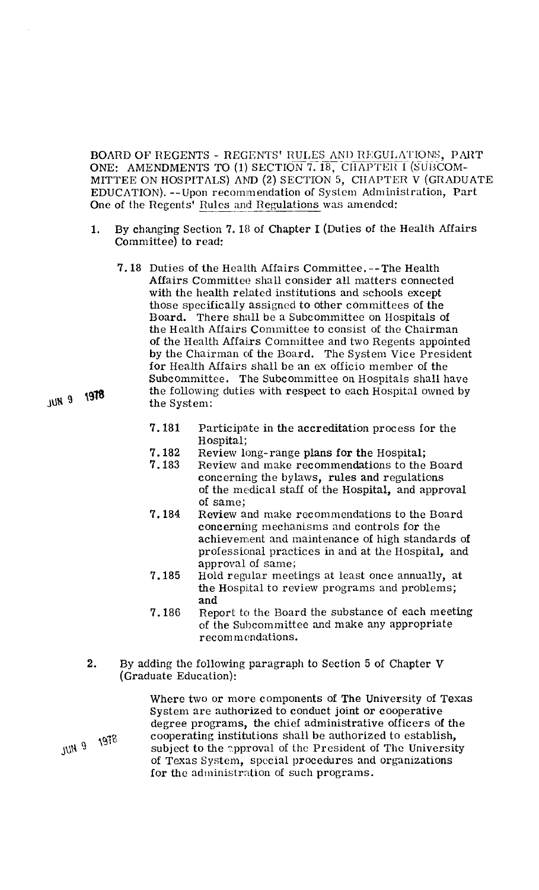BOARD OF REGENTS - REGENTS' RULES AND REGULATIONS, PART ONE: AMENDMENTS TO (1) SECTION 7.18, CHAPTER I (SUBCOMMITTEE ON HOSPITALS) AND (2) SECTION 5, CHAPTER V (GRADUATE EDUCATION). --Upon recommendation of System Administration, Part One of the Regents' Rules and Regulations was amended:

1. By changing Section 7.18 of Chapter I (Duties of the Health Affairs Committee) to read:

   7.18 Duties of the Health Affairs Committee.--The Health Affairs Committee shall consider all matters connected with the health related institutions and schools except those specifically assigned to other committees of the Board. There shall be a Subcommittee on Hospitals of the Health Affairs Committee to consist of the Chairman of the Health Affairs Committee and two Regents appointed by the Chairman of the Board. The System Vice President for Health Affairs shall be an ex officio member of the Subcommittee. The Subcommittee on Hospitals shall have the following duties with respect to each Hospital owned by the System:

   JUN 9 1978

   - 7.181 Participate in the accreditation process for the Hospital;
   - 7.182 Review long-range plans for the Hospital;
   - 7.183 Review and make recommendations to the Board concerning the bylaws, rules and regulations of the medical staff of the Hospital, and approval of same;
   - 7.184 Review and make recommendations to the Board concerning mechanisms and controls for the achievement and maintenance of high standards of professional practices in and at the Hospital, and approval of same;
   - 7.185 Hold regular meetings at least once annually, at the Hospital to review programs and problems; and
   - 7.186 Report to the Board the substance of each meeting of the Subcommittee and make any appropriate recommendations.

2. By adding the following paragraph to Section 5 of Chapter V (Graduate Education):

   JUN 9 1978

   Where two or more components of The University of Texas System are authorized to conduct joint or cooperative degree programs, the chief administrative officers of the cooperating institutions shall be authorized to establish, subject to the approval of the President of The University of Texas System, special procedures and organizations for the administration of such programs.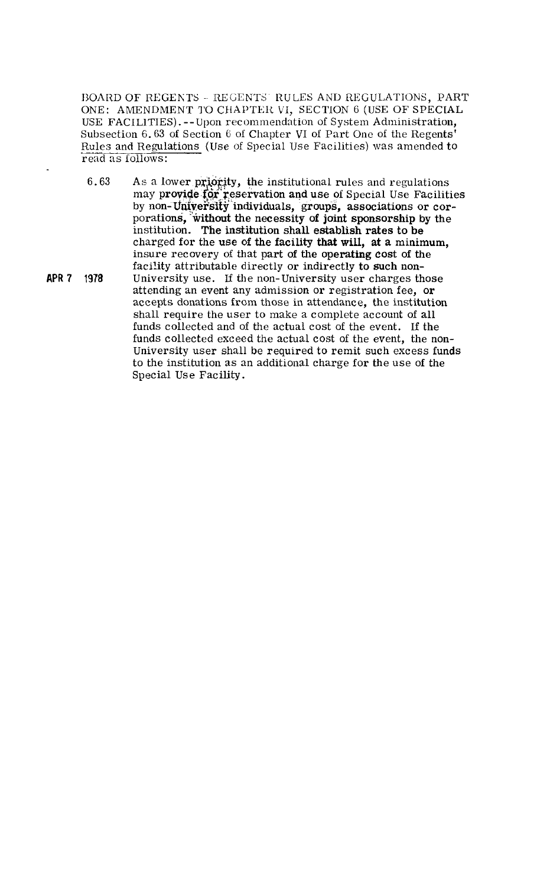BOARD OF REGENTS - REGENTS' RULES AND REGULATIONS, PART ONE: AMENDMENT TO CHAPTER VI, SECTION 6 (USE OF SPECIAL USE FACILITIES).--Upon recommendation of System Administration, Subsection 6.63 of Section 6 of Chapter VI of Part One of the Regents' Rules and Regulations (Use of Special Use Facilities) was amended to read as follows:

6.63 As a lower priority, the institutional rules and regulations may provide for reservation and use of Special Use Facilities by non-University individuals, groups, associations or corporations, without the necessity of joint sponsorship by the institution. The institution shall establish rates to be charged for the use of the facility that will, at a minimum, insure recovery of that part of the operating cost of the facility attributable directly or indirectly to such non-University use. If the non-University user charges those attending an event any admission or registration fee, or accepts donations from those in attendance, the institution shall require the user to make a complete account of all funds collected and of the actual cost of the event. If the funds collected exceed the actual cost of the event, the non-University user shall be required to remit such excess funds to the institution as an additional charge for the use of the Special Use Facility.

APR 7 1978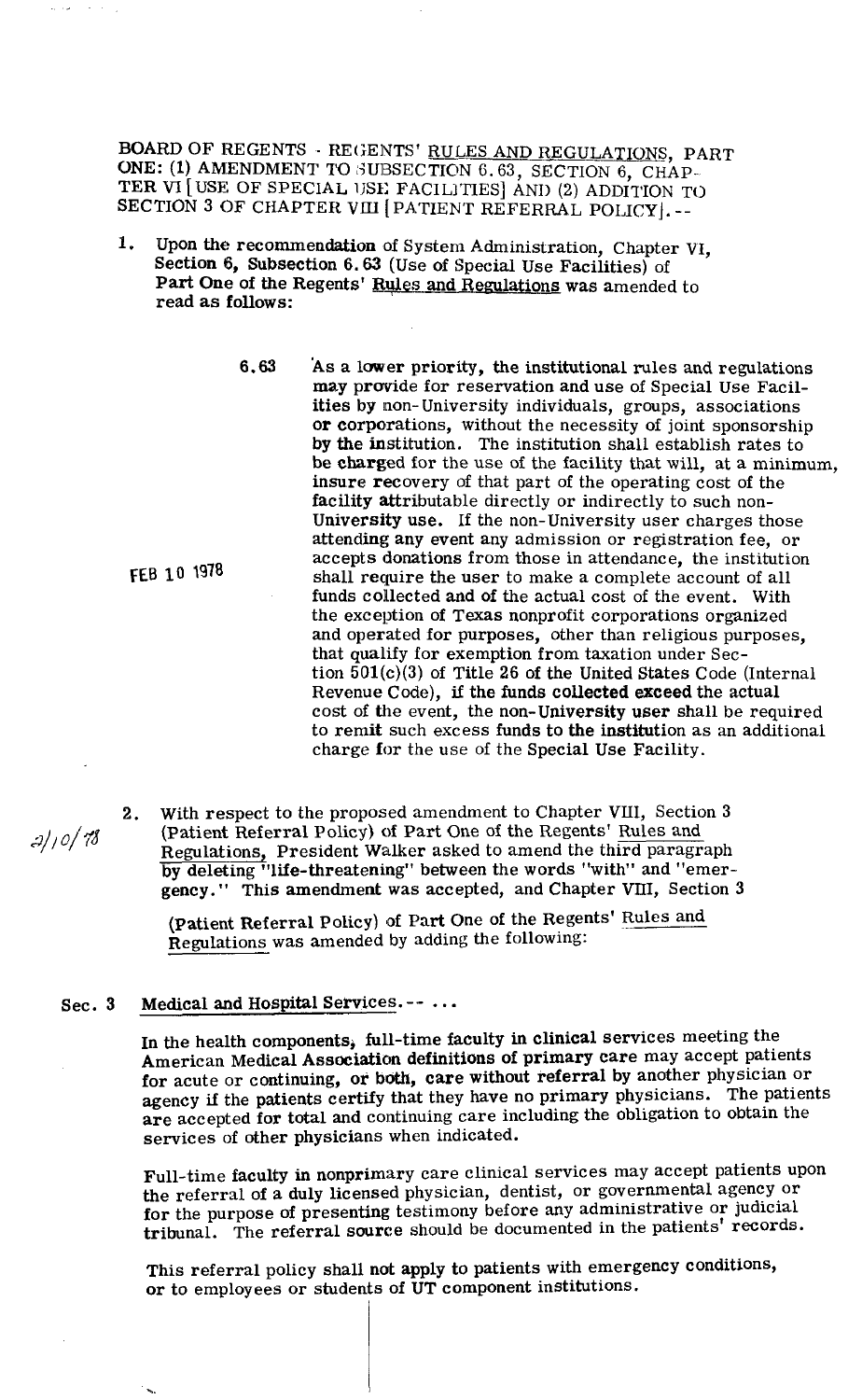BOARD OF REGENTS - REGENTS' RULES AND REGULATIONS, PART ONE: (1) AMENDMENT TO SUBSECTION 6.63, SECTION 6, CHAPTER VI [USE OF SPECIAL USE FACILITIES] AND (2) ADDITION TO SECTION 3 OF CHAPTER VIII [PATIENT REFERRAL POLICY]. --

1. Upon the recommendation of System Administration, Chapter VI, Section 6, Subsection 6.63 (Use of Special Use Facilities) of Part One of the Regents' Rules and Regulations was amended to read as follows:

   6.63 As a lower priority, the institutional rules and regulations may provide for reservation and use of Special Use Facilities by non-University individuals, groups, associations or corporations, without the necessity of joint sponsorship by the institution. The institution shall establish rates to be charged for the use of the facility that will, at a minimum, insure recovery of that part of the operating cost of the facility attributable directly or indirectly to such non-University use. If the non-University user charges those attending any event any admission or registration fee, or accepts donations from those in attendance, the institution shall require the user to make a complete account of all funds collected and of the actual cost of the event. With the exception of Texas nonprofit corporations organized and operated for purposes, other than religious purposes, that qualify for exemption from taxation under Section 501(c)(3) of Title 26 of the United States Code (Internal Revenue Code), if the funds collected exceed the actual cost of the event, the non-University user shall be required to remit such excess funds to the institution as an additional charge for the use of the Special Use Facility.

   FEB 10 1978

2. With respect to the proposed amendment to Chapter VIII, Section 3 (Patient Referral Policy) of Part One of the Regents' Rules and Regulations, President Walker asked to amend the third paragraph by deleting "life-threatening" between the words "with" and "emergency." This amendment was accepted, and Chapter VIII, Section 3 (Patient Referral Policy) of Part One of the Regents' Rules and Regulations was amended by adding the following:

   2/10/78

**Sec. 3 Medical and Hospital Services.-- ...**

In the health components, full-time faculty in clinical services meeting the American Medical Association definitions of primary care may accept patients for acute or continuing, or both, care without referral by another physician or agency if the patients certify that they have no primary physicians. The patients are accepted for total and continuing care including the obligation to obtain the services of other physicians when indicated.

Full-time faculty in nonprimary care clinical services may accept patients upon the referral of a duly licensed physician, dentist, or governmental agency or for the purpose of presenting testimony before any administrative or judicial tribunal. The referral source should be documented in the patients' records.

This referral policy shall not apply to patients with emergency conditions, or to employees or students of UT component institutions.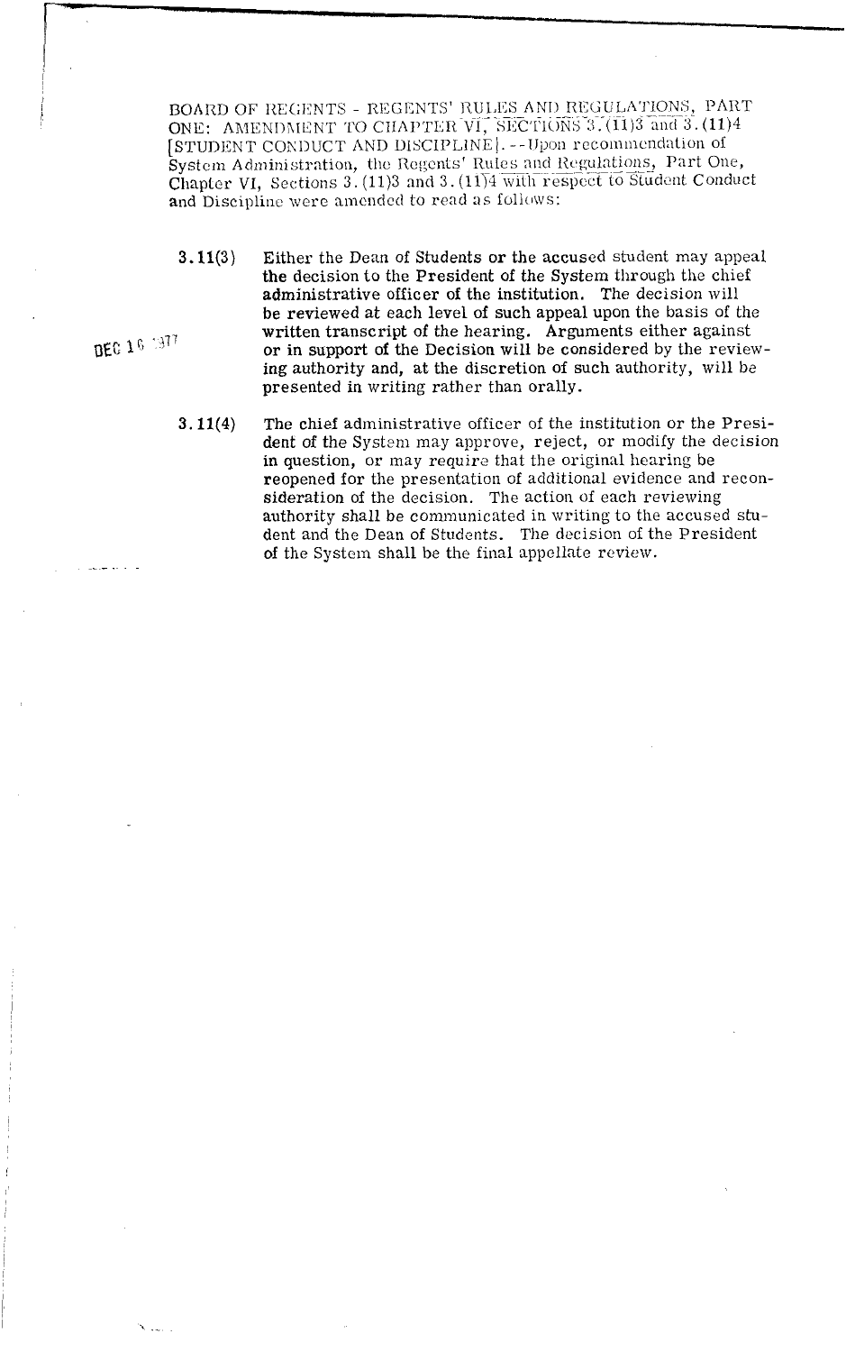BOARD OF REGENTS - REGENTS' RULES AND REGULATIONS, PART ONE: AMENDMENT TO CHAPTER VI, SECTIONS 3.(11)3 and 3.(11)4 [STUDENT CONDUCT AND DISCIPLINE]. --Upon recommendation of System Administration, the Regents' Rules and Regulations, Part One, Chapter VI, Sections 3.(11)3 and 3.(11)4 with respect to Student Conduct and Discipline were amended to read as follows:

DEC 16 1977

**3.11(3)** Either the Dean of Students or the accused student may appeal the decision to the President of the System through the chief administrative officer of the institution. The decision will be reviewed at each level of such appeal upon the basis of the written transcript of the hearing. Arguments either against or in support of the Decision will be considered by the reviewing authority and, at the discretion of such authority, will be presented in writing rather than orally.

**3.11(4)** The chief administrative officer of the institution or the President of the System may approve, reject, or modify the decision in question, or may require that the original hearing be reopened for the presentation of additional evidence and reconsideration of the decision. The action of each reviewing authority shall be communicated in writing to the accused student and the Dean of Students. The decision of the President of the System shall be the final appellate review.